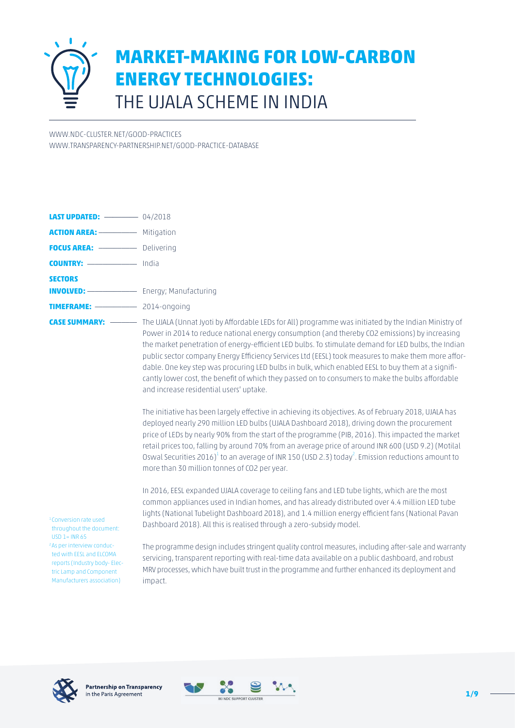# MARKET-MAKING FOR LOW-CARBON ENERGY TECHNOLOGIES: THE UJALA SCHEME IN INDIA

WWW.NDC-CLUSTER.NET/GOOD-PRACTICES
WWW.TRANSPARENCY-PARTNERSHIP.NET/GOOD-PRACTICE-DATABASE

**LAST UPDATED:** 04/2018

**ACTION AREA:** Mitigation

**FOCUS AREA:** Delivering

**COUNTRY:** India

**SECTORS INVOLVED:** Energy; Manufacturing

**TIMEFRAME:** 2014-ongoing

**CASE SUMMARY:** The UJALA (Unnat Jyoti by Affordable LEDs for All) programme was initiated by the Indian Ministry of Power in 2014 to reduce national energy consumption (and thereby CO2 emissions) by increasing the market penetration of energy-efficient LED bulbs. To stimulate demand for LED bulbs, the Indian public sector company Energy Efficiency Services Ltd (EESL) took measures to make them more affordable. One key step was procuring LED bulbs in bulk, which enabled EESL to buy them at a significantly lower cost, the benefit of which they passed on to consumers to make the bulbs affordable and increase residential users' uptake.

The initiative has been largely effective in achieving its objectives. As of February 2018, UJALA has deployed nearly 290 million LED bulbs (UJALA Dashboard 2018), driving down the procurement price of LEDs by nearly 90% from the start of the programme (PIB, 2016). This impacted the market retail prices too, falling by around 70% from an average price of around INR 600 (USD 9.2) (Motilal Oswal Securities 2016)[1] to an average of INR 150 (USD 2.3) today[2]. Emission reductions amount to more than 30 million tonnes of CO2 per year.

In 2016, EESL expanded UJALA coverage to ceiling fans and LED tube lights, which are the most common appliances used in Indian homes, and has already distributed over 4.4 million LED tube lights (National Tubelight Dashboard 2018), and 1.4 million energy efficient fans (National Pavan Dashboard 2018). All this is realised through a zero-subsidy model.

The programme design includes stringent quality control measures, including after-sale and warranty servicing, transparent reporting with real-time data available on a public dashboard, and robust MRV processes, which have built trust in the programme and further enhanced its deployment and impact.

[1] Conversion rate used throughout the document: USD 1= INR 65

[2] As per interview conducted with EESL and ELCOMA reports (Industry body- Electric Lamp and Component Manufacturers association)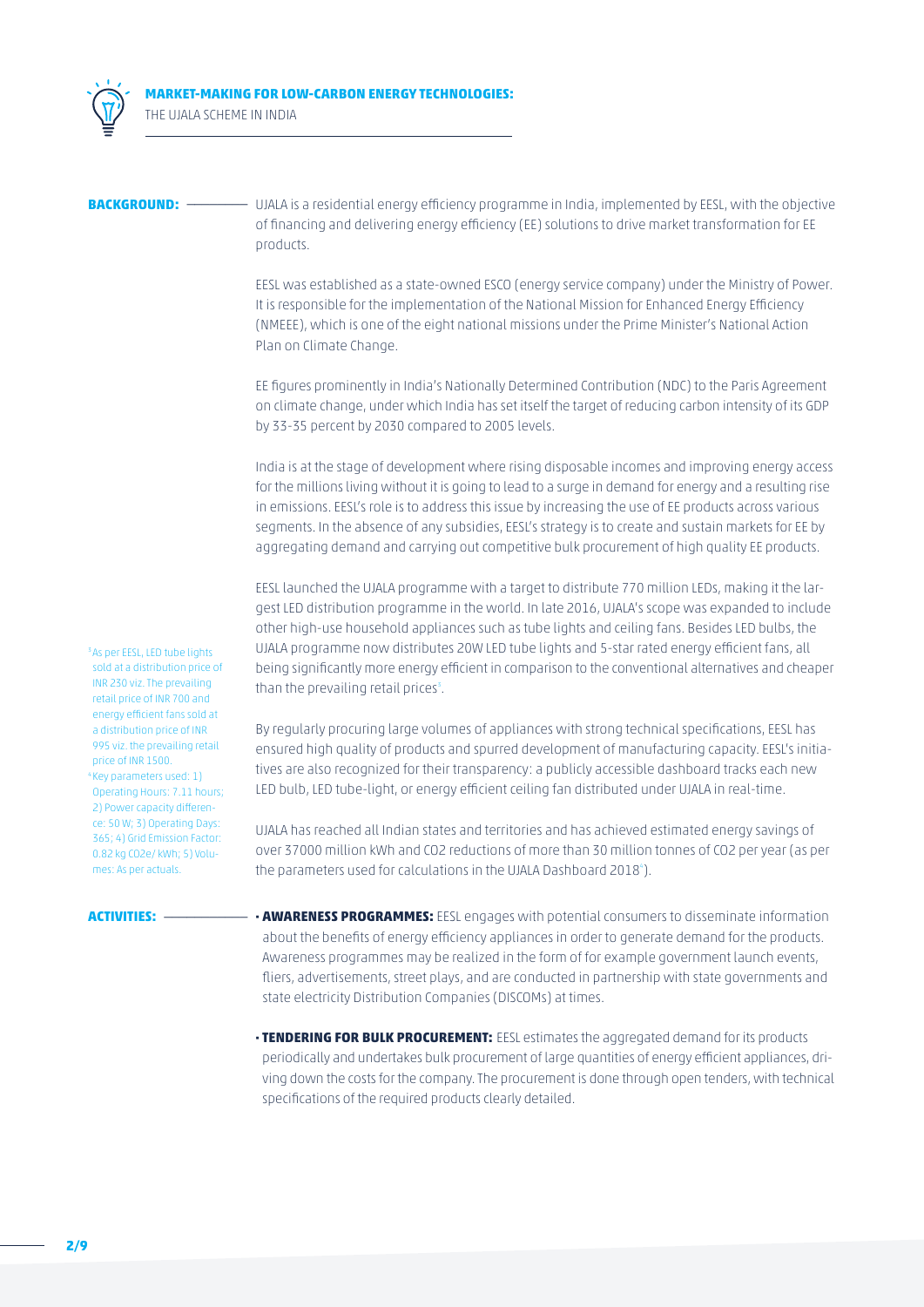**BACKGROUND:**

UJALA is a residential energy efficiency programme in India, implemented by EESL, with the objective of financing and delivering energy efficiency (EE) solutions to drive market transformation for EE products.

EESL was established as a state-owned ESCO (energy service company) under the Ministry of Power. It is responsible for the implementation of the National Mission for Enhanced Energy Efficiency (NMEEE), which is one of the eight national missions under the Prime Minister's National Action Plan on Climate Change.

EE figures prominently in India's Nationally Determined Contribution (NDC) to the Paris Agreement on climate change, under which India has set itself the target of reducing carbon intensity of its GDP by 33-35 percent by 2030 compared to 2005 levels.

India is at the stage of development where rising disposable incomes and improving energy access for the millions living without it is going to lead to a surge in demand for energy and a resulting rise in emissions. EESL's role is to address this issue by increasing the use of EE products across various segments. In the absence of any subsidies, EESL's strategy is to create and sustain markets for EE by aggregating demand and carrying out competitive bulk procurement of high quality EE products.

EESL launched the UJALA programme with a target to distribute 770 million LEDs, making it the largest LED distribution programme in the world. In late 2016, UJALA's scope was expanded to include other high-use household appliances such as tube lights and ceiling fans. Besides LED bulbs, the UJALA programme now distributes 20W LED tube lights and 5-star rated energy efficient fans, all being significantly more energy efficient in comparison to the conventional alternatives and cheaper than the prevailing retail prices[3].

By regularly procuring large volumes of appliances with strong technical specifications, EESL has ensured high quality of products and spurred development of manufacturing capacity. EESL's initiatives are also recognized for their transparency: a publicly accessible dashboard tracks each new LED bulb, LED tube-light, or energy efficient ceiling fan distributed under UJALA in real-time.

UJALA has reached all Indian states and territories and has achieved estimated energy savings of over 37000 million kWh and CO2 reductions of more than 30 million tonnes of CO2 per year (as per the parameters used for calculations in the UJALA Dashboard 2018[4]).

[3] As per EESL, LED tube lights sold at a distribution price of INR 230 viz. the prevailing retail price of INR 700 and energy efficient fans sold at a distribution price of INR 995 viz. the prevailing retail price of INR 1500.

[4] Key parameters used: 1) Operating Hours: 7.11 hours; 2) Power capacity difference: 50 W; 3) Operating Days: 365; 4) Grid Emission Factor: 0.82 kg CO2e/ kWh; 5) Volumes: As per actuals.

**ACTIVITIES:**

- **AWARENESS PROGRAMMES:** EESL engages with potential consumers to disseminate information about the benefits of energy efficiency appliances in order to generate demand for the products. Awareness programmes may be realized in the form of for example government launch events, fliers, advertisements, street plays, and are conducted in partnership with state governments and state electricity Distribution Companies (DISCOMs) at times.

- **TENDERING FOR BULK PROCUREMENT:** EESL estimates the aggregated demand for its products periodically and undertakes bulk procurement of large quantities of energy efficient appliances, driving down the costs for the company. The procurement is done through open tenders, with technical specifications of the required products clearly detailed.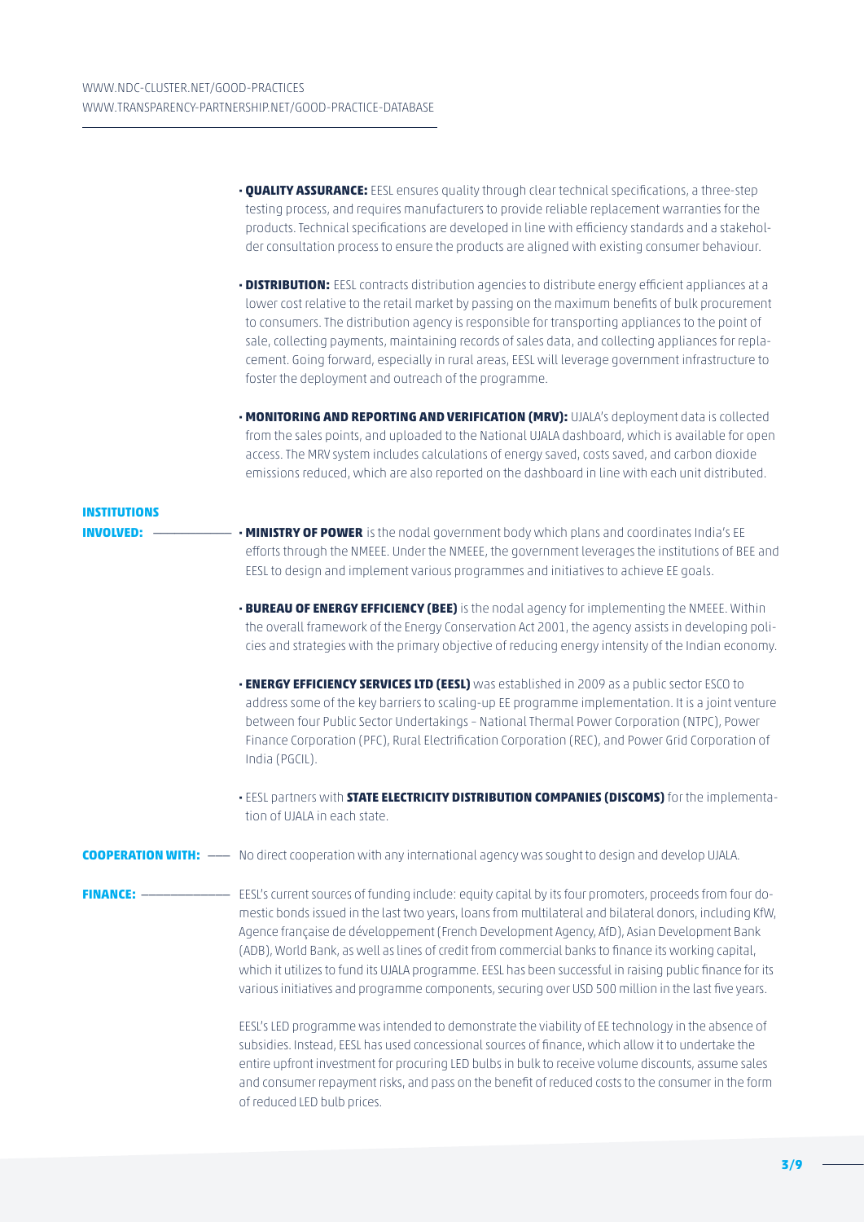- **QUALITY ASSURANCE:** EESL ensures quality through clear technical specifications, a three-step testing process, and requires manufacturers to provide reliable replacement warranties for the products. Technical specifications are developed in line with efficiency standards and a stakeholder consultation process to ensure the products are aligned with existing consumer behaviour.

- **DISTRIBUTION:** EESL contracts distribution agencies to distribute energy efficient appliances at a lower cost relative to the retail market by passing on the maximum benefits of bulk procurement to consumers. The distribution agency is responsible for transporting appliances to the point of sale, collecting payments, maintaining records of sales data, and collecting appliances for replacement. Going forward, especially in rural areas, EESL will leverage government infrastructure to foster the deployment and outreach of the programme.

- **MONITORING AND REPORTING AND VERIFICATION (MRV):** UJALA's deployment data is collected from the sales points, and uploaded to the National UJALA dashboard, which is available for open access. The MRV system includes calculations of energy saved, costs saved, and carbon dioxide emissions reduced, which are also reported on the dashboard in line with each unit distributed.

**INSTITUTIONS INVOLVED:**

- **MINISTRY OF POWER** is the nodal government body which plans and coordinates India's EE efforts through the NMEEE. Under the NMEEE, the government leverages the institutions of BEE and EESL to design and implement various programmes and initiatives to achieve EE goals.

- **BUREAU OF ENERGY EFFICIENCY (BEE)** is the nodal agency for implementing the NMEEE. Within the overall framework of the Energy Conservation Act 2001, the agency assists in developing policies and strategies with the primary objective of reducing energy intensity of the Indian economy.

- **ENERGY EFFICIENCY SERVICES LTD (EESL)** was established in 2009 as a public sector ESCO to address some of the key barriers to scaling-up EE programme implementation. It is a joint venture between four Public Sector Undertakings – National Thermal Power Corporation (NTPC), Power Finance Corporation (PFC), Rural Electrification Corporation (REC), and Power Grid Corporation of India (PGCIL).

- EESL partners with **STATE ELECTRICITY DISTRIBUTION COMPANIES (DISCOMS)** for the implementation of UJALA in each state.

**COOPERATION WITH:** No direct cooperation with any international agency was sought to design and develop UJALA.

**FINANCE:** EESL's current sources of funding include: equity capital by its four promoters, proceeds from four domestic bonds issued in the last two years, loans from multilateral and bilateral donors, including KfW, Agence française de développement (French Development Agency, AfD), Asian Development Bank (ADB), World Bank, as well as lines of credit from commercial banks to finance its working capital, which it utilizes to fund its UJALA programme. EESL has been successful in raising public finance for its various initiatives and programme components, securing over USD 500 million in the last five years.

EESL's LED programme was intended to demonstrate the viability of EE technology in the absence of subsidies. Instead, EESL has used concessional sources of finance, which allow it to undertake the entire upfront investment for procuring LED bulbs in bulk to receive volume discounts, assume sales and consumer repayment risks, and pass on the benefit of reduced costs to the consumer in the form of reduced LED bulb prices.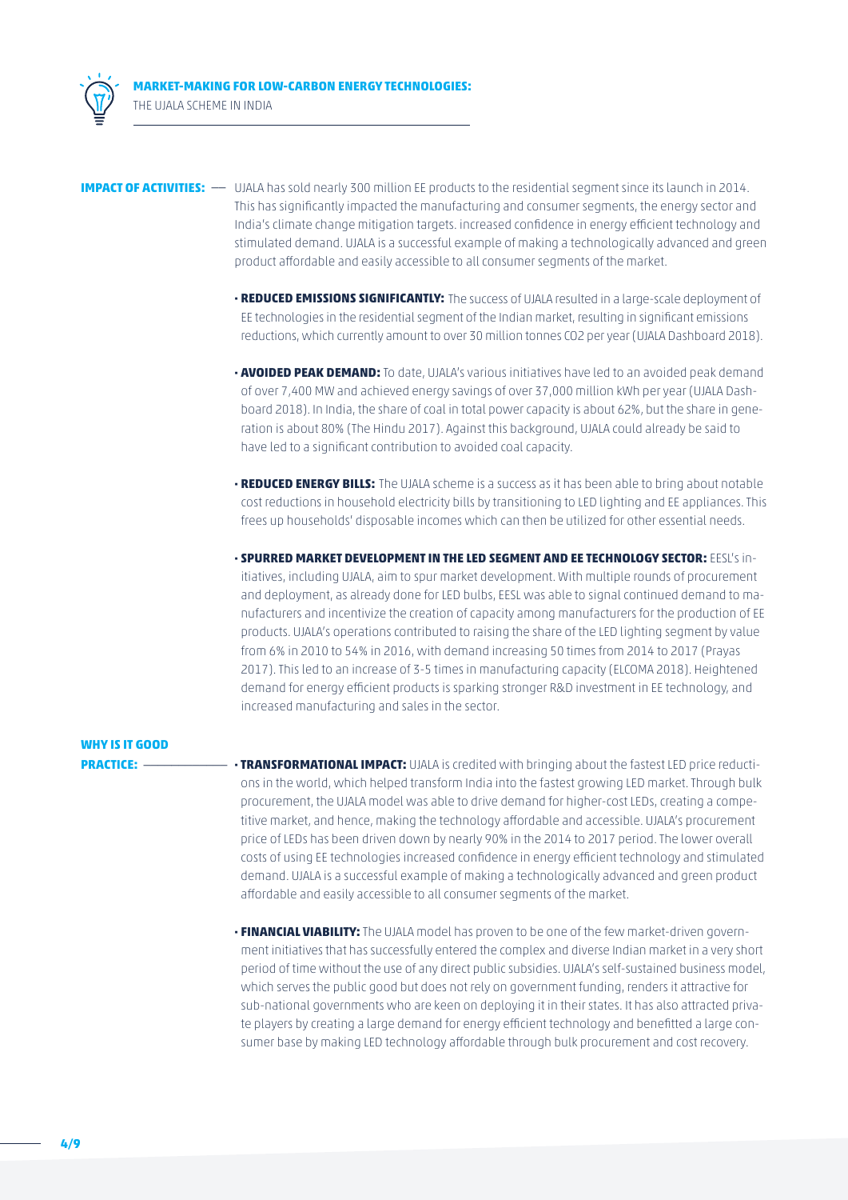**IMPACT OF ACTIVITIES:** — UJALA has sold nearly 300 million EE products to the residential segment since its launch in 2014. This has significantly impacted the manufacturing and consumer segments, the energy sector and India's climate change mitigation targets. increased confidence in energy efficient technology and stimulated demand. UJALA is a successful example of making a technologically advanced and green product affordable and easily accessible to all consumer segments of the market.

- **REDUCED EMISSIONS SIGNIFICANTLY:** The success of UJALA resulted in a large-scale deployment of EE technologies in the residential segment of the Indian market, resulting in significant emissions reductions, which currently amount to over 30 million tonnes $CO_2$ per year (UJALA Dashboard 2018).

- **AVOIDED PEAK DEMAND:** To date, UJALA's various initiatives have led to an avoided peak demand of over 7,400 MW and achieved energy savings of over 37,000 million kWh per year (UJALA Dashboard 2018). In India, the share of coal in total power capacity is about 62%, but the share in generation is about 80% (The Hindu 2017). Against this background, UJALA could already be said to have led to a significant contribution to avoided coal capacity.

- **REDUCED ENERGY BILLS:** The UJALA scheme is a success as it has been able to bring about notable cost reductions in household electricity bills by transitioning to LED lighting and EE appliances. This frees up households' disposable incomes which can then be utilized for other essential needs.

- **SPURRED MARKET DEVELOPMENT IN THE LED SEGMENT AND EE TECHNOLOGY SECTOR:** EESL's initiatives, including UJALA, aim to spur market development. With multiple rounds of procurement and deployment, as already done for LED bulbs, EESL was able to signal continued demand to manufacturers and incentivize the creation of capacity among manufacturers for the production of EE products. UJALA's operations contributed to raising the share of the LED lighting segment by value from 6% in 2010 to 54% in 2016, with demand increasing 50 times from 2014 to 2017 (Prayas 2017). This led to an increase of 3-5 times in manufacturing capacity (ELCOMA 2018). Heightened demand for energy efficient products is sparking stronger R&D investment in EE technology, and increased manufacturing and sales in the sector.

**WHY IS IT GOOD PRACTICE:** —

- **TRANSFORMATIONAL IMPACT:** UJALA is credited with bringing about the fastest LED price reductions in the world, which helped transform India into the fastest growing LED market. Through bulk procurement, the UJALA model was able to drive demand for higher-cost LEDs, creating a competitive market, and hence, making the technology affordable and accessible. UJALA's procurement price of LEDs has been driven down by nearly 90% in the 2014 to 2017 period. The lower overall costs of using EE technologies increased confidence in energy efficient technology and stimulated demand. UJALA is a successful example of making a technologically advanced and green product affordable and easily accessible to all consumer segments of the market.

- **FINANCIAL VIABILITY:** The UJALA model has proven to be one of the few market-driven government initiatives that has successfully entered the complex and diverse Indian market in a very short period of time without the use of any direct public subsidies. UJALA's self-sustained business model, which serves the public good but does not rely on government funding, renders it attractive for sub-national governments who are keen on deploying it in their states. It has also attracted private players by creating a large demand for energy efficient technology and benefitted a large consumer base by making LED technology affordable through bulk procurement and cost recovery.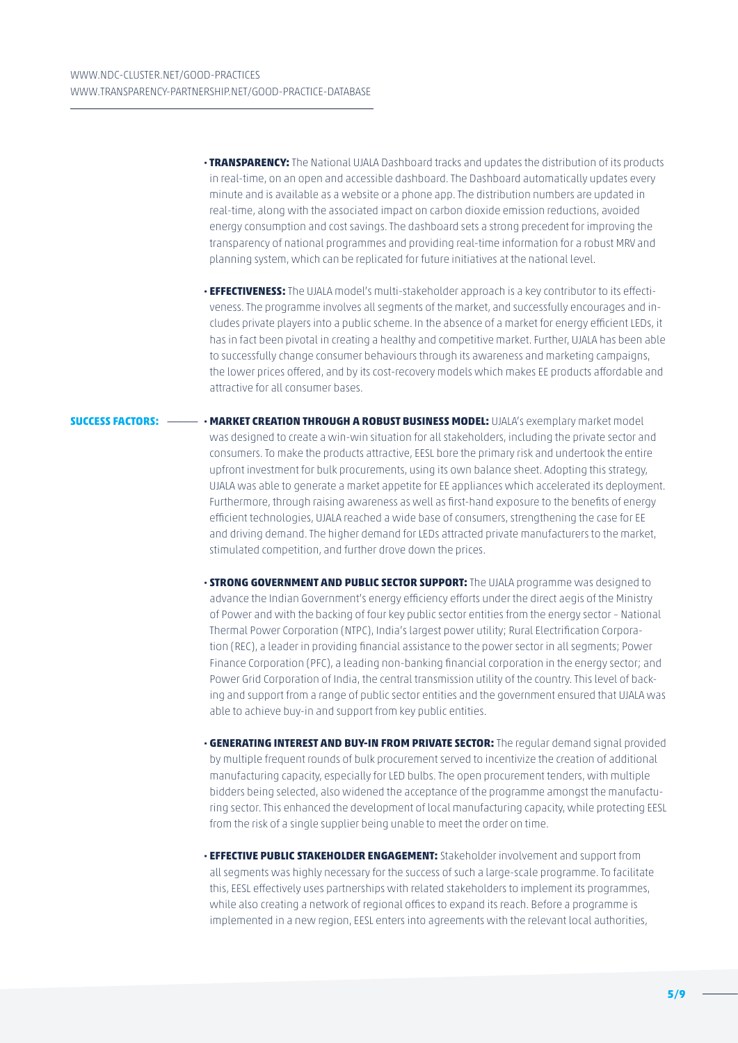- **TRANSPARENCY:** The National UJALA Dashboard tracks and updates the distribution of its products in real-time, on an open and accessible dashboard. The Dashboard automatically updates every minute and is available as a website or a phone app. The distribution numbers are updated in real-time, along with the associated impact on carbon dioxide emission reductions, avoided energy consumption and cost savings. The dashboard sets a strong precedent for improving the transparency of national programmes and providing real-time information for a robust MRV and planning system, which can be replicated for future initiatives at the national level.

- **EFFECTIVENESS:** The UJALA model's multi-stakeholder approach is a key contributor to its effectiveness. The programme involves all segments of the market, and successfully encourages and includes private players into a public scheme. In the absence of a market for energy efficient LEDs, it has in fact been pivotal in creating a healthy and competitive market. Further, UJALA has been able to successfully change consumer behaviours through its awareness and marketing campaigns, the lower prices offered, and by its cost-recovery models which makes EE products affordable and attractive for all consumer bases.

**SUCCESS FACTORS:**

- **MARKET CREATION THROUGH A ROBUST BUSINESS MODEL:** UJALA's exemplary market model was designed to create a win-win situation for all stakeholders, including the private sector and consumers. To make the products attractive, EESL bore the primary risk and undertook the entire upfront investment for bulk procurements, using its own balance sheet. Adopting this strategy, UJALA was able to generate a market appetite for EE appliances which accelerated its deployment. Furthermore, through raising awareness as well as first-hand exposure to the benefits of energy efficient technologies, UJALA reached a wide base of consumers, strengthening the case for EE and driving demand. The higher demand for LEDs attracted private manufacturers to the market, stimulated competition, and further drove down the prices.

- **STRONG GOVERNMENT AND PUBLIC SECTOR SUPPORT:** The UJALA programme was designed to advance the Indian Government's energy efficiency efforts under the direct aegis of the Ministry of Power and with the backing of four key public sector entities from the energy sector – National Thermal Power Corporation (NTPC), India's largest power utility; Rural Electrification Corporation (REC), a leader in providing financial assistance to the power sector in all segments; Power Finance Corporation (PFC), a leading non-banking financial corporation in the energy sector; and Power Grid Corporation of India, the central transmission utility of the country. This level of backing and support from a range of public sector entities and the government ensured that UJALA was able to achieve buy-in and support from key public entities.

- **GENERATING INTEREST AND BUY-IN FROM PRIVATE SECTOR:** The regular demand signal provided by multiple frequent rounds of bulk procurement served to incentivize the creation of additional manufacturing capacity, especially for LED bulbs. The open procurement tenders, with multiple bidders being selected, also widened the acceptance of the programme amongst the manufacturing sector. This enhanced the development of local manufacturing capacity, while protecting EESL from the risk of a single supplier being unable to meet the order on time.

- **EFFECTIVE PUBLIC STAKEHOLDER ENGAGEMENT:** Stakeholder involvement and support from all segments was highly necessary for the success of such a large-scale programme. To facilitate this, EESL effectively uses partnerships with related stakeholders to implement its programmes, while also creating a network of regional offices to expand its reach. Before a programme is implemented in a new region, EESL enters into agreements with the relevant local authorities,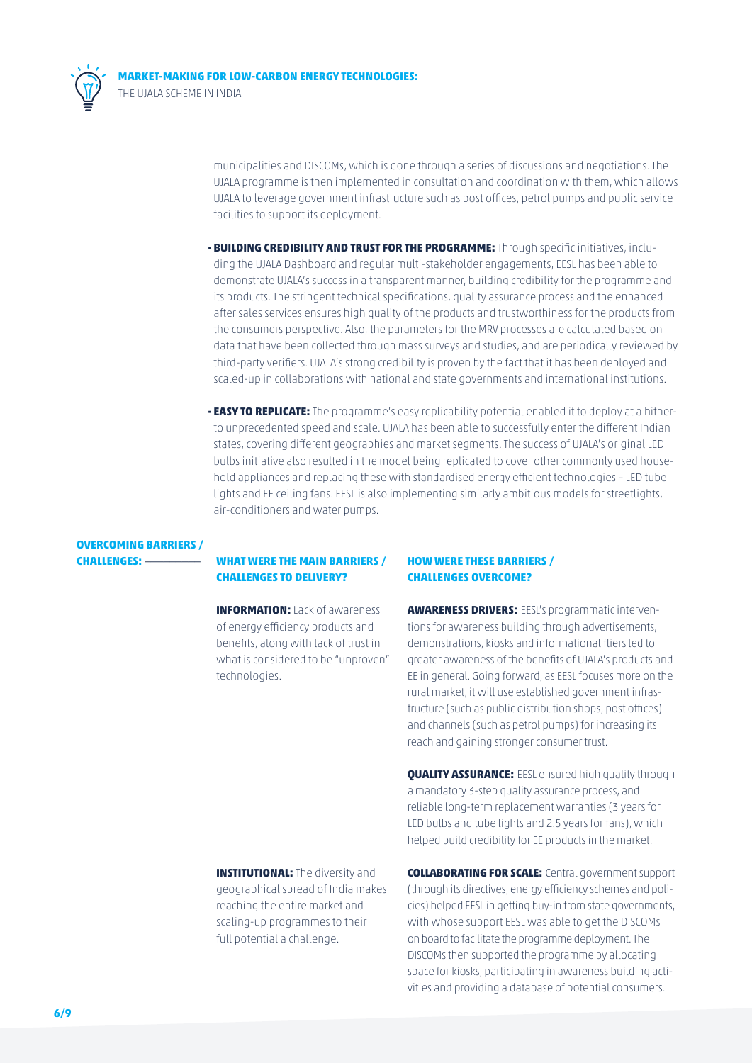municipalities and DISCOMs, which is done through a series of discussions and negotiations. The UJALA programme is then implemented in consultation and coordination with them, which allows UJALA to leverage government infrastructure such as post offices, petrol pumps and public service facilities to support its deployment.

- **BUILDING CREDIBILITY AND TRUST FOR THE PROGRAMME:** Through specific initiatives, including the UJALA Dashboard and regular multi-stakeholder engagements, EESL has been able to demonstrate UJALA's success in a transparent manner, building credibility for the programme and its products. The stringent technical specifications, quality assurance process and the enhanced after sales services ensures high quality of the products and trustworthiness for the products from the consumers perspective. Also, the parameters for the MRV processes are calculated based on data that have been collected through mass surveys and studies, and are periodically reviewed by third-party verifiers. UJALA's strong credibility is proven by the fact that it has been deployed and scaled-up in collaborations with national and state governments and international institutions.
- **EASY TO REPLICATE:** The programme's easy replicability potential enabled it to deploy at a hitherto unprecedented speed and scale. UJALA has been able to successfully enter the different Indian states, covering different geographies and market segments. The success of UJALA's original LED bulbs initiative also resulted in the model being replicated to cover other commonly used household appliances and replacing these with standardised energy efficient technologies – LED tube lights and EE ceiling fans. EESL is also implementing similarly ambitious models for streetlights, air-conditioners and water pumps.

## OVERCOMING BARRIERS / CHALLENGES:

| WHAT WERE THE MAIN BARRIERS / CHALLENGES TO DELIVERY? | HOW WERE THESE BARRIERS / CHALLENGES OVERCOME? |
|---|---|
| **INFORMATION:** Lack of awareness of energy efficiency products and benefits, along with lack of trust in what is considered to be "unproven" technologies. | **AWARENESS DRIVERS:** EESL's programmatic interventions for awareness building through advertisements, demonstrations, kiosks and informational fliers led to greater awareness of the benefits of UJALA's products and EE in general. Going forward, as EESL focuses more on the rural market, it will use established government infrastructure (such as public distribution shops, post offices) and channels (such as petrol pumps) for increasing its reach and gaining stronger consumer trust.<br><br>**QUALITY ASSURANCE:** EESL ensured high quality through a mandatory 3-step quality assurance process, and reliable long-term replacement warranties (3 years for LED bulbs and tube lights and 2.5 years for fans), which helped build credibility for EE products in the market. |
| **INSTITUTIONAL:** The diversity and geographical spread of India makes reaching the entire market and scaling-up programmes to their full potential a challenge. | **COLLABORATING FOR SCALE:** Central government support (through its directives, energy efficiency schemes and policies) helped EESL in getting buy-in from state governments, with whose support EESL was able to get the DISCOMs on board to facilitate the programme deployment. The DISCOMs then supported the programme by allocating space for kiosks, participating in awareness building activities and providing a database of potential consumers. |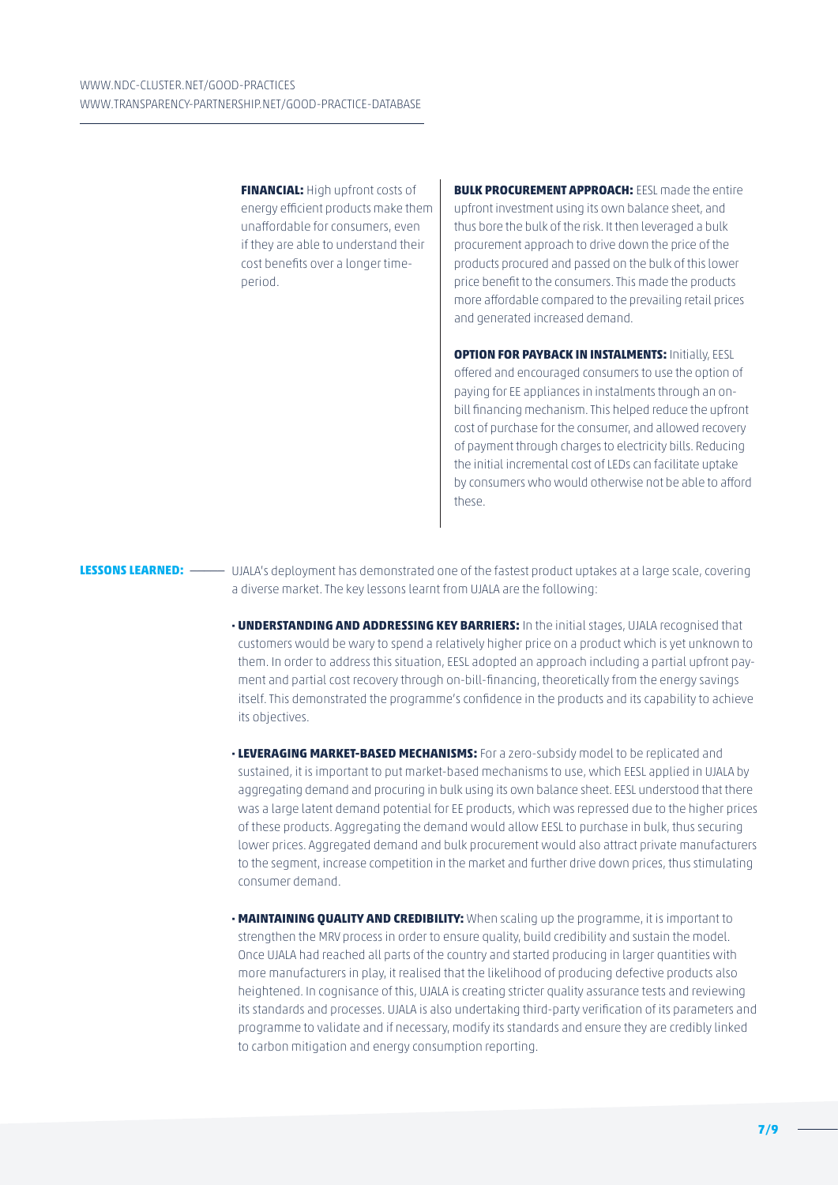| | |
|---|---|
| **FINANCIAL:** High upfront costs of energy efficient products make them unaffordable for consumers, even if they are able to understand their cost benefits over a longer time-period. | **BULK PROCUREMENT APPROACH:** EESL made the entire upfront investment using its own balance sheet, and thus bore the bulk of the risk. It then leveraged a bulk procurement approach to drive down the price of the products procured and passed on the bulk of this lower price benefit to the consumers. This made the products more affordable compared to the prevailing retail prices and generated increased demand.<br><br>**OPTION FOR PAYBACK IN INSTALMENTS:** Initially, EESL offered and encouraged consumers to use the option of paying for EE appliances in instalments through an on-bill financing mechanism. This helped reduce the upfront cost of purchase for the consumer, and allowed recovery of payment through charges to electricity bills. Reducing the initial incremental cost of LEDs can facilitate uptake by consumers who would otherwise not be able to afford these. |

**LESSONS LEARNED:** UJALA's deployment has demonstrated one of the fastest product uptakes at a large scale, covering a diverse market. The key lessons learnt from UJALA are the following:

- **UNDERSTANDING AND ADDRESSING KEY BARRIERS:** In the initial stages, UJALA recognised that customers would be wary to spend a relatively higher price on a product which is yet unknown to them. In order to address this situation, EESL adopted an approach including a partial upfront payment and partial cost recovery through on-bill-financing, theoretically from the energy savings itself. This demonstrated the programme's confidence in the products and its capability to achieve its objectives.

- **LEVERAGING MARKET-BASED MECHANISMS:** For a zero-subsidy model to be replicated and sustained, it is important to put market-based mechanisms to use, which EESL applied in UJALA by aggregating demand and procuring in bulk using its own balance sheet. EESL understood that there was a large latent demand potential for EE products, which was repressed due to the higher prices of these products. Aggregating the demand would allow EESL to purchase in bulk, thus securing lower prices. Aggregated demand and bulk procurement would also attract private manufacturers to the segment, increase competition in the market and further drive down prices, thus stimulating consumer demand.

- **MAINTAINING QUALITY AND CREDIBILITY:** When scaling up the programme, it is important to strengthen the MRV process in order to ensure quality, build credibility and sustain the model. Once UJALA had reached all parts of the country and started producing in larger quantities with more manufacturers in play, it realised that the likelihood of producing defective products also heightened. In cognisance of this, UJALA is creating stricter quality assurance tests and reviewing its standards and processes. UJALA is also undertaking third-party verification of its parameters and programme to validate and if necessary, modify its standards and ensure they are credibly linked to carbon mitigation and energy consumption reporting.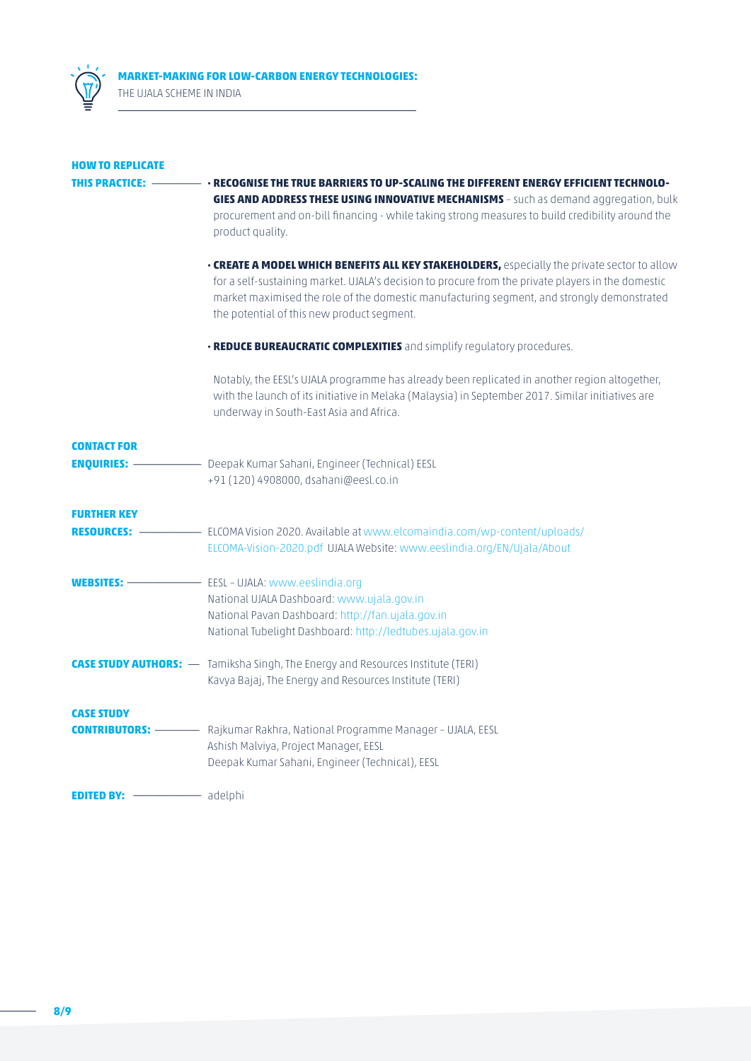**HOW TO REPLICATE THIS PRACTICE:**

- **RECOGNISE THE TRUE BARRIERS TO UP-SCALING THE DIFFERENT ENERGY EFFICIENT TECHNOLOGIES AND ADDRESS THESE USING INNOVATIVE MECHANISMS** – such as demand aggregation, bulk procurement and on-bill financing - while taking strong measures to build credibility around the product quality.
- **CREATE A MODEL WHICH BENEFITS ALL KEY STAKEHOLDERS,** especially the private sector to allow for a self-sustaining market. UJALA's decision to procure from the private players in the domestic market maximised the role of the domestic manufacturing segment, and strongly demonstrated the potential of this new product segment.
- **REDUCE BUREAUCRATIC COMPLEXITIES** and simplify regulatory procedures.

Notably, the EESL's UJALA programme has already been replicated in another region altogether, with the launch of its initiative in Melaka (Malaysia) in September 2017. Similar initiatives are underway in South-East Asia and Africa.

**CONTACT FOR ENQUIRIES:** Deepak Kumar Sahani, Engineer (Technical) EESL
+91 (120) 4908000, dsahani@eesl.co.in

**FURTHER KEY RESOURCES:** ELCOMA Vision 2020. Available at www.elcomaindia.com/wp-content/uploads/ELCOMA-Vision-2020.pdf UJALA Website: www.eeslindia.org/EN/Ujala/About

**WEBSITES:** EESL – UJALA: www.eeslindia.org
National UJALA Dashboard: www.ujala.gov.in
National Pavan Dashboard: http://fan.ujala.gov.in
National Tubelight Dashboard: http://ledtubes.ujala.gov.in

**CASE STUDY AUTHORS:** Tamiksha Singh, The Energy and Resources Institute (TERI)
Kavya Bajaj, The Energy and Resources Institute (TERI)

**CASE STUDY CONTRIBUTORS:** Rajkumar Rakhra, National Programme Manager – UJALA, EESL
Ashish Malviya, Project Manager, EESL
Deepak Kumar Sahani, Engineer (Technical), EESL

**EDITED BY:** adelphi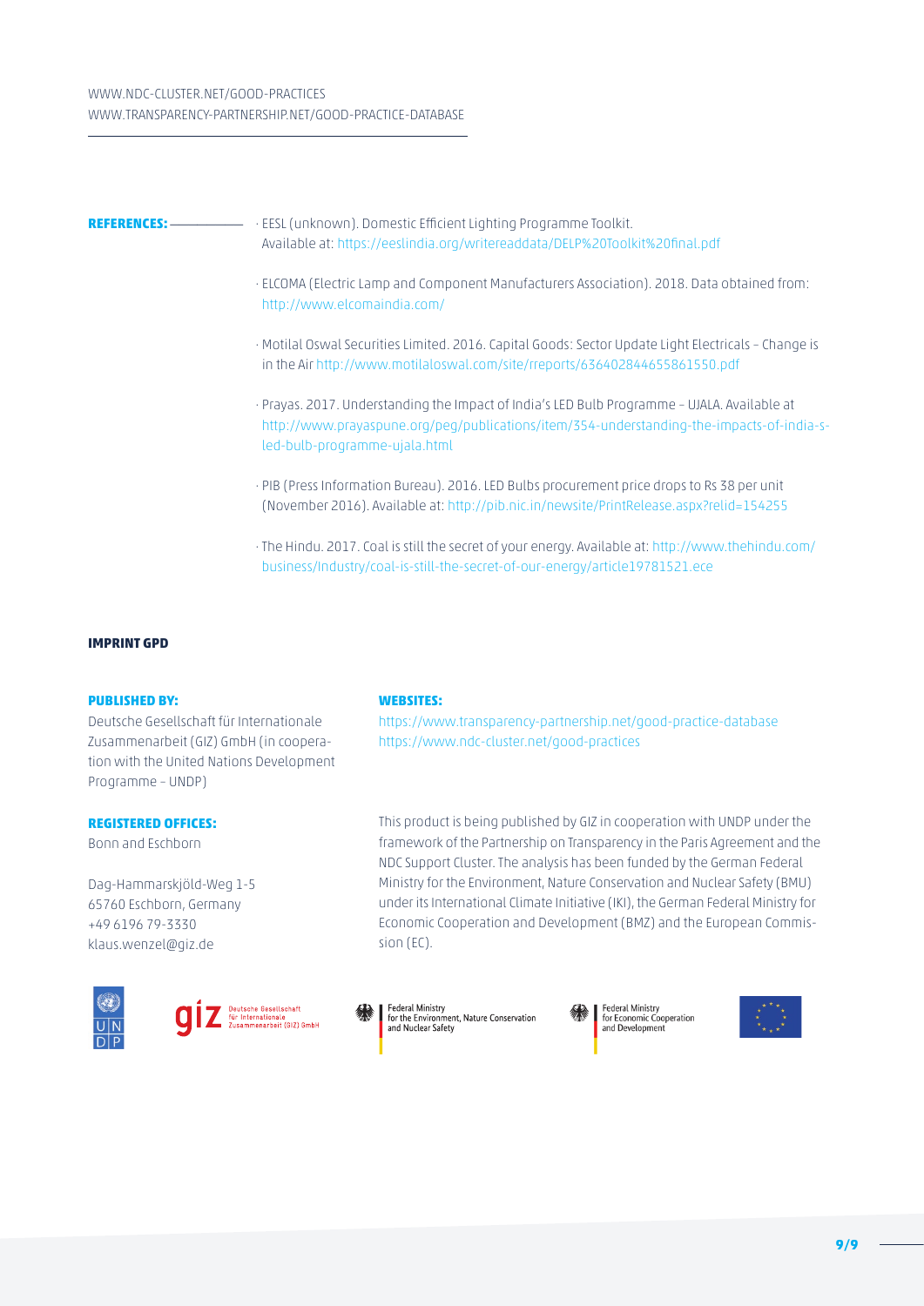WWW.NDC-CLUSTER.NET/GOOD-PRACTICES
WWW.TRANSPARENCY-PARTNERSHIP.NET/GOOD-PRACTICE-DATABASE

**REFERENCES:**

- EESL (unknown). Domestic Efficient Lighting Programme Toolkit. Available at: https://eeslindia.org/writereaddata/DELP%20Toolkit%20final.pdf
- ELCOMA (Electric Lamp and Component Manufacturers Association). 2018. Data obtained from: http://www.elcomaindia.com/
- Motilal Oswal Securities Limited. 2016. Capital Goods: Sector Update Light Electricals – Change is in the Air http://www.motilaloswal.com/site/rreports/636402844655861550.pdf
- Prayas. 2017. Understanding the Impact of India's LED Bulb Programme – UJALA. Available at http://www.prayaspune.org/peg/publications/item/354-understanding-the-impacts-of-india-s-led-bulb-programme-ujala.html
- PIB (Press Information Bureau). 2016. LED Bulbs procurement price drops to Rs 38 per unit (November 2016). Available at: http://pib.nic.in/newsite/PrintRelease.aspx?relid=154255
- The Hindu. 2017. Coal is still the secret of your energy. Available at: http://www.thehindu.com/business/Industry/coal-is-still-the-secret-of-our-energy/article19781521.ece

**IMPRINT GPD**

**PUBLISHED BY:**
Deutsche Gesellschaft für Internationale Zusammenarbeit (GIZ) GmbH (in cooperation with the United Nations Development Programme – UNDP)

**REGISTERED OFFICES:**
Bonn and Eschborn

Dag-Hammarskjöld-Weg 1-5
65760 Eschborn, Germany
+49 6196 79-3330
klaus.wenzel@giz.de

**WEBSITES:**
https://www.transparency-partnership.net/good-practice-database
https://www.ndc-cluster.net/good-practices

This product is being published by GIZ in cooperation with UNDP under the framework of the Partnership on Transparency in the Paris Agreement and the NDC Support Cluster. The analysis has been funded by the German Federal Ministry for the Environment, Nature Conservation and Nuclear Safety (BMU) under its International Climate Initiative (IKI), the German Federal Ministry for Economic Cooperation and Development (BMZ) and the European Commission (EC).

Deutsche Gesellschaft für Internationale Zusammenarbeit (GIZ) GmbH

Federal Ministry for the Environment, Nature Conservation and Nuclear Safety

Federal Ministry for Economic Cooperation and Development